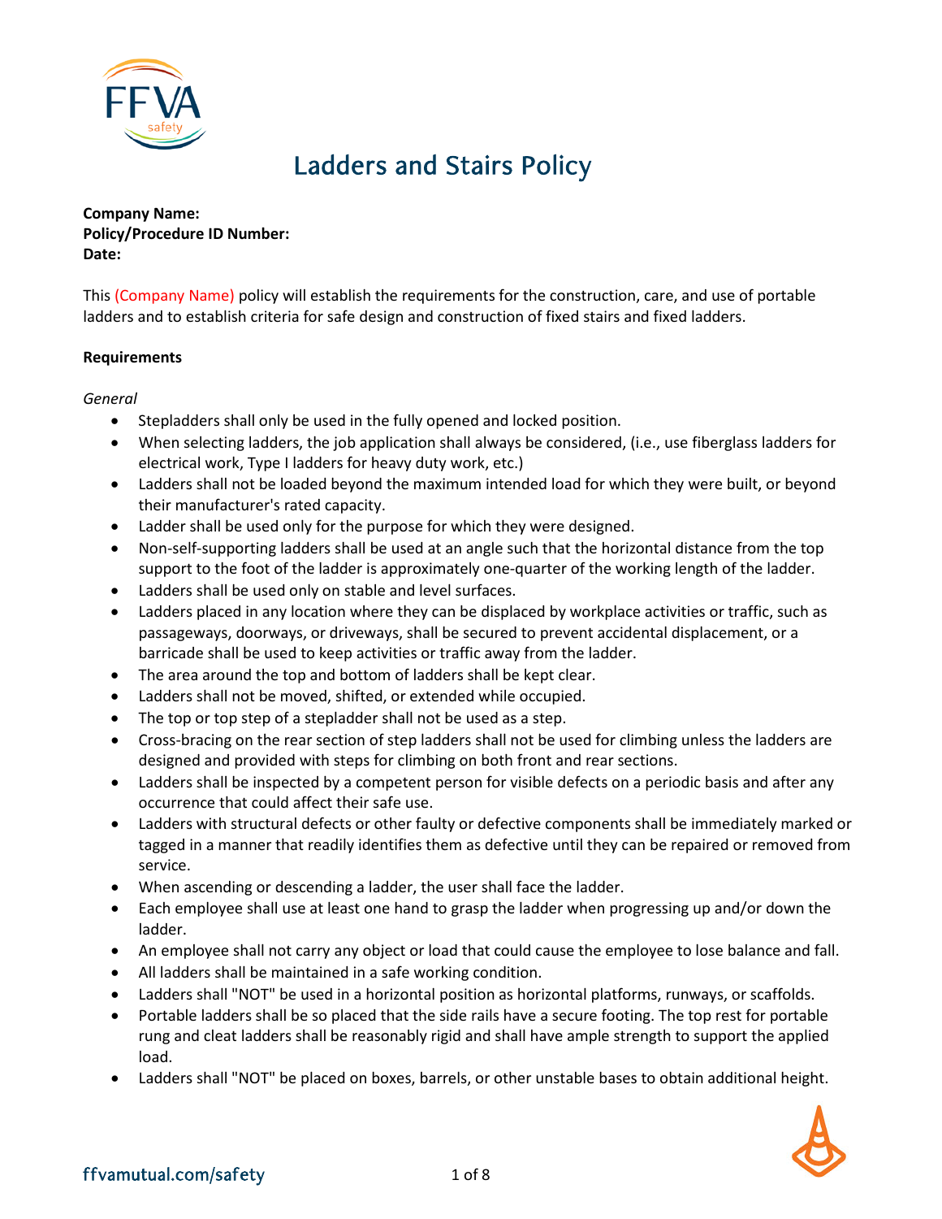# Ladders and Stairs Policy

**Company Name:**
**Policy/Procedure ID Number:**
**Date:**

This (Company Name) policy will establish the requirements for the construction, care, and use of portable ladders and to establish criteria for safe design and construction of fixed stairs and fixed ladders.

**Requirements**

*General*

- Stepladders shall only be used in the fully opened and locked position.
- When selecting ladders, the job application shall always be considered, (i.e., use fiberglass ladders for electrical work, Type I ladders for heavy duty work, etc.)
- Ladders shall not be loaded beyond the maximum intended load for which they were built, or beyond their manufacturer's rated capacity.
- Ladder shall be used only for the purpose for which they were designed.
- Non-self-supporting ladders shall be used at an angle such that the horizontal distance from the top support to the foot of the ladder is approximately one-quarter of the working length of the ladder.
- Ladders shall be used only on stable and level surfaces.
- Ladders placed in any location where they can be displaced by workplace activities or traffic, such as passageways, doorways, or driveways, shall be secured to prevent accidental displacement, or a barricade shall be used to keep activities or traffic away from the ladder.
- The area around the top and bottom of ladders shall be kept clear.
- Ladders shall not be moved, shifted, or extended while occupied.
- The top or top step of a stepladder shall not be used as a step.
- Cross-bracing on the rear section of step ladders shall not be used for climbing unless the ladders are designed and provided with steps for climbing on both front and rear sections.
- Ladders shall be inspected by a competent person for visible defects on a periodic basis and after any occurrence that could affect their safe use.
- Ladders with structural defects or other faulty or defective components shall be immediately marked or tagged in a manner that readily identifies them as defective until they can be repaired or removed from service.
- When ascending or descending a ladder, the user shall face the ladder.
- Each employee shall use at least one hand to grasp the ladder when progressing up and/or down the ladder.
- An employee shall not carry any object or load that could cause the employee to lose balance and fall.
- All ladders shall be maintained in a safe working condition.
- Ladders shall "NOT" be used in a horizontal position as horizontal platforms, runways, or scaffolds.
- Portable ladders shall be so placed that the side rails have a secure footing. The top rest for portable rung and cleat ladders shall be reasonably rigid and shall have ample strength to support the applied load.
- Ladders shall "NOT" be placed on boxes, barrels, or other unstable bases to obtain additional height.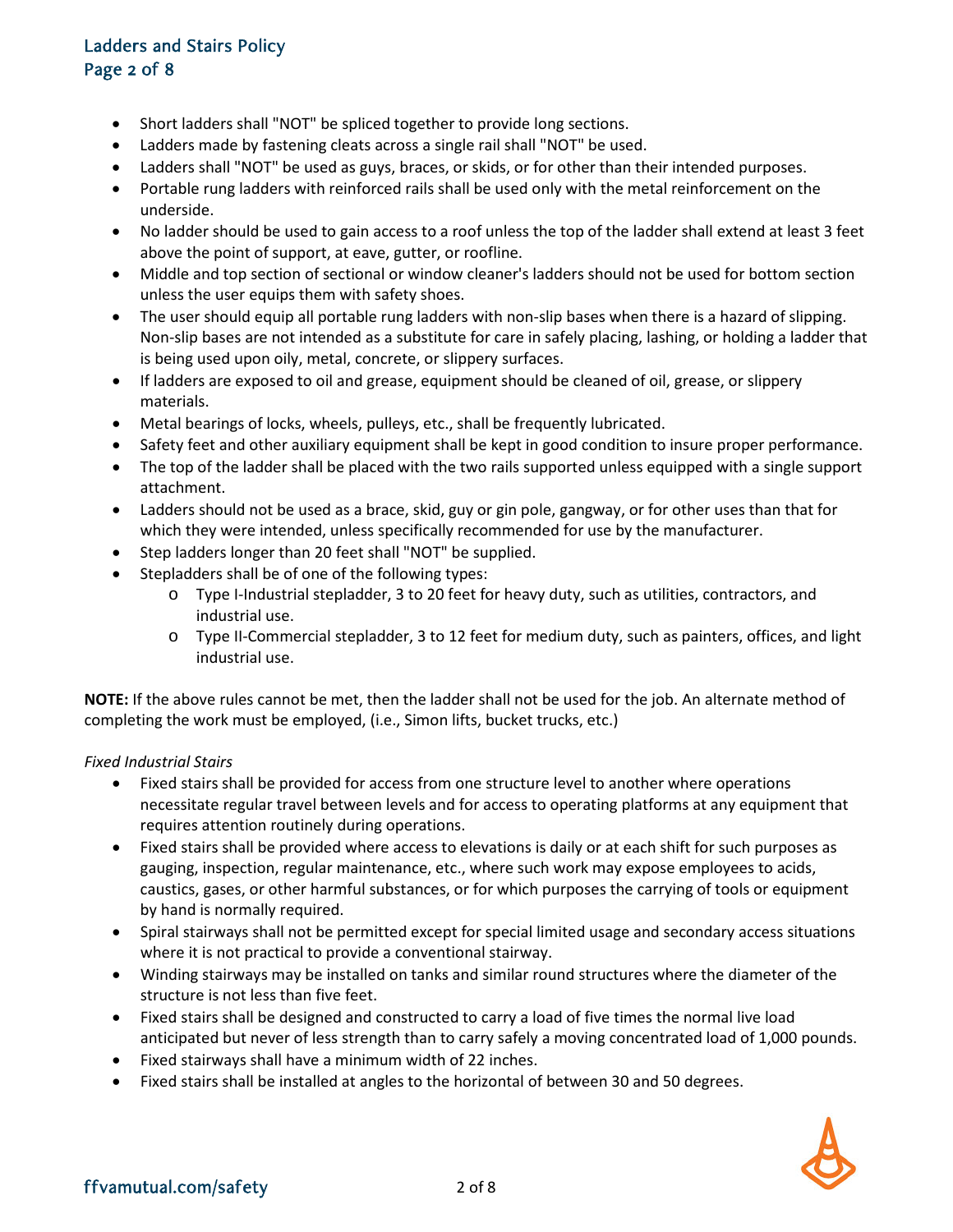- Short ladders shall "NOT" be spliced together to provide long sections.
- Ladders made by fastening cleats across a single rail shall "NOT" be used.
- Ladders shall "NOT" be used as guys, braces, or skids, or for other than their intended purposes.
- Portable rung ladders with reinforced rails shall be used only with the metal reinforcement on the underside.
- No ladder should be used to gain access to a roof unless the top of the ladder shall extend at least 3 feet above the point of support, at eave, gutter, or roofline.
- Middle and top section of sectional or window cleaner's ladders should not be used for bottom section unless the user equips them with safety shoes.
- The user should equip all portable rung ladders with non-slip bases when there is a hazard of slipping. Non-slip bases are not intended as a substitute for care in safely placing, lashing, or holding a ladder that is being used upon oily, metal, concrete, or slippery surfaces.
- If ladders are exposed to oil and grease, equipment should be cleaned of oil, grease, or slippery materials.
- Metal bearings of locks, wheels, pulleys, etc., shall be frequently lubricated.
- Safety feet and other auxiliary equipment shall be kept in good condition to insure proper performance.
- The top of the ladder shall be placed with the two rails supported unless equipped with a single support attachment.
- Ladders should not be used as a brace, skid, guy or gin pole, gangway, or for other uses than that for which they were intended, unless specifically recommended for use by the manufacturer.
- Step ladders longer than 20 feet shall "NOT" be supplied.
- Stepladders shall be of one of the following types:
  - Type I-Industrial stepladder, 3 to 20 feet for heavy duty, such as utilities, contractors, and industrial use.
  - Type II-Commercial stepladder, 3 to 12 feet for medium duty, such as painters, offices, and light industrial use.

**NOTE:** If the above rules cannot be met, then the ladder shall not be used for the job. An alternate method of completing the work must be employed, (i.e., Simon lifts, bucket trucks, etc.)

*Fixed Industrial Stairs*

- Fixed stairs shall be provided for access from one structure level to another where operations necessitate regular travel between levels and for access to operating platforms at any equipment that requires attention routinely during operations.
- Fixed stairs shall be provided where access to elevations is daily or at each shift for such purposes as gauging, inspection, regular maintenance, etc., where such work may expose employees to acids, caustics, gases, or other harmful substances, or for which purposes the carrying of tools or equipment by hand is normally required.
- Spiral stairways shall not be permitted except for special limited usage and secondary access situations where it is not practical to provide a conventional stairway.
- Winding stairways may be installed on tanks and similar round structures where the diameter of the structure is not less than five feet.
- Fixed stairs shall be designed and constructed to carry a load of five times the normal live load anticipated but never of less strength than to carry safely a moving concentrated load of 1,000 pounds.
- Fixed stairways shall have a minimum width of 22 inches.
- Fixed stairs shall be installed at angles to the horizontal of between 30 and 50 degrees.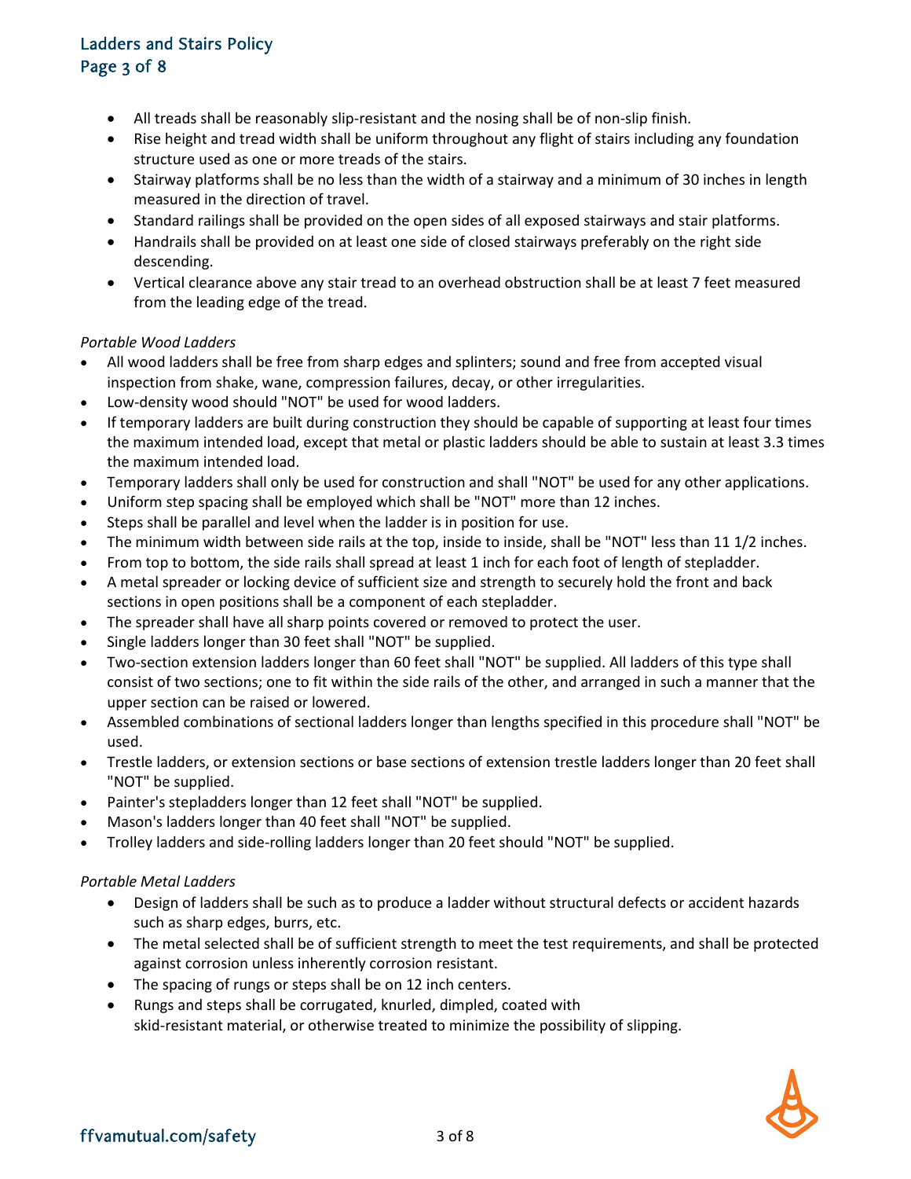- All treads shall be reasonably slip-resistant and the nosing shall be of non-slip finish.
- Rise height and tread width shall be uniform throughout any flight of stairs including any foundation structure used as one or more treads of the stairs.
- Stairway platforms shall be no less than the width of a stairway and a minimum of 30 inches in length measured in the direction of travel.
- Standard railings shall be provided on the open sides of all exposed stairways and stair platforms.
- Handrails shall be provided on at least one side of closed stairways preferably on the right side descending.
- Vertical clearance above any stair tread to an overhead obstruction shall be at least 7 feet measured from the leading edge of the tread.

*Portable Wood Ladders*

- All wood ladders shall be free from sharp edges and splinters; sound and free from accepted visual inspection from shake, wane, compression failures, decay, or other irregularities.
- Low-density wood should "NOT" be used for wood ladders.
- If temporary ladders are built during construction they should be capable of supporting at least four times the maximum intended load, except that metal or plastic ladders should be able to sustain at least 3.3 times the maximum intended load.
- Temporary ladders shall only be used for construction and shall "NOT" be used for any other applications.
- Uniform step spacing shall be employed which shall be "NOT" more than 12 inches.
- Steps shall be parallel and level when the ladder is in position for use.
- The minimum width between side rails at the top, inside to inside, shall be "NOT" less than 11 1/2 inches.
- From top to bottom, the side rails shall spread at least 1 inch for each foot of length of stepladder.
- A metal spreader or locking device of sufficient size and strength to securely hold the front and back sections in open positions shall be a component of each stepladder.
- The spreader shall have all sharp points covered or removed to protect the user.
- Single ladders longer than 30 feet shall "NOT" be supplied.
- Two-section extension ladders longer than 60 feet shall "NOT" be supplied. All ladders of this type shall consist of two sections; one to fit within the side rails of the other, and arranged in such a manner that the upper section can be raised or lowered.
- Assembled combinations of sectional ladders longer than lengths specified in this procedure shall "NOT" be used.
- Trestle ladders, or extension sections or base sections of extension trestle ladders longer than 20 feet shall "NOT" be supplied.
- Painter's stepladders longer than 12 feet shall "NOT" be supplied.
- Mason's ladders longer than 40 feet shall "NOT" be supplied.
- Trolley ladders and side-rolling ladders longer than 20 feet should "NOT" be supplied.

*Portable Metal Ladders*

- Design of ladders shall be such as to produce a ladder without structural defects or accident hazards such as sharp edges, burrs, etc.
- The metal selected shall be of sufficient strength to meet the test requirements, and shall be protected against corrosion unless inherently corrosion resistant.
- The spacing of rungs or steps shall be on 12 inch centers.
- Rungs and steps shall be corrugated, knurled, dimpled, coated with skid-resistant material, or otherwise treated to minimize the possibility of slipping.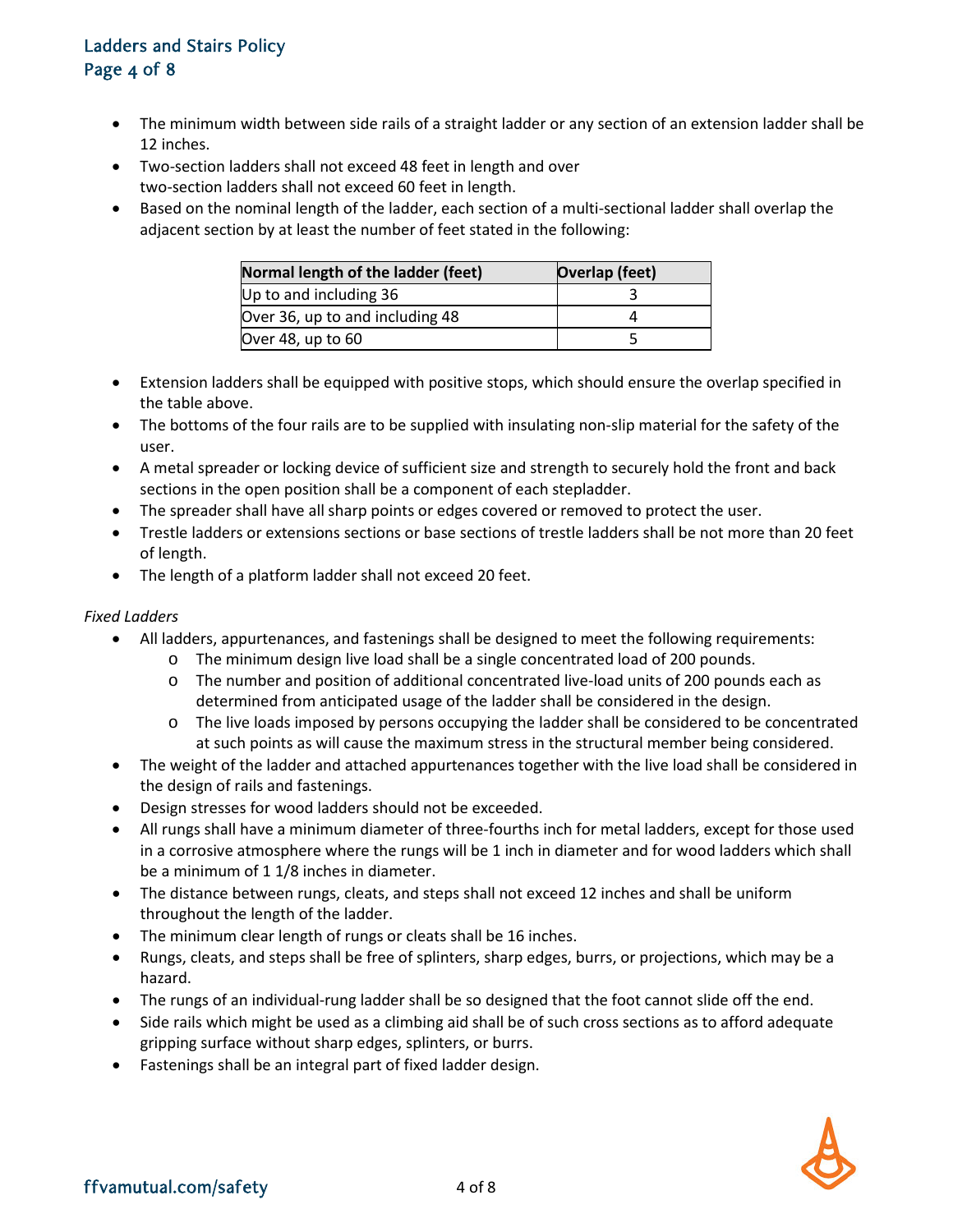- The minimum width between side rails of a straight ladder or any section of an extension ladder shall be 12 inches.
- Two-section ladders shall not exceed 48 feet in length and over two-section ladders shall not exceed 60 feet in length.
- Based on the nominal length of the ladder, each section of a multi-sectional ladder shall overlap the adjacent section by at least the number of feet stated in the following:

| Normal length of the ladder (feet) | Overlap (feet) |
|---|---|
| Up to and including 36 | 3 |
| Over 36, up to and including 48 | 4 |
| Over 48, up to 60 | 5 |

- Extension ladders shall be equipped with positive stops, which should ensure the overlap specified in the table above.
- The bottoms of the four rails are to be supplied with insulating non-slip material for the safety of the user.
- A metal spreader or locking device of sufficient size and strength to securely hold the front and back sections in the open position shall be a component of each stepladder.
- The spreader shall have all sharp points or edges covered or removed to protect the user.
- Trestle ladders or extensions sections or base sections of trestle ladders shall be not more than 20 feet of length.
- The length of a platform ladder shall not exceed 20 feet.

*Fixed Ladders*

- All ladders, appurtenances, and fastenings shall be designed to meet the following requirements:
  - The minimum design live load shall be a single concentrated load of 200 pounds.
  - The number and position of additional concentrated live-load units of 200 pounds each as determined from anticipated usage of the ladder shall be considered in the design.
  - The live loads imposed by persons occupying the ladder shall be considered to be concentrated at such points as will cause the maximum stress in the structural member being considered.
- The weight of the ladder and attached appurtenances together with the live load shall be considered in the design of rails and fastenings.
- Design stresses for wood ladders should not be exceeded.
- All rungs shall have a minimum diameter of three-fourths inch for metal ladders, except for those used in a corrosive atmosphere where the rungs will be 1 inch in diameter and for wood ladders which shall be a minimum of 1 1/8 inches in diameter.
- The distance between rungs, cleats, and steps shall not exceed 12 inches and shall be uniform throughout the length of the ladder.
- The minimum clear length of rungs or cleats shall be 16 inches.
- Rungs, cleats, and steps shall be free of splinters, sharp edges, burrs, or projections, which may be a hazard.
- The rungs of an individual-rung ladder shall be so designed that the foot cannot slide off the end.
- Side rails which might be used as a climbing aid shall be of such cross sections as to afford adequate gripping surface without sharp edges, splinters, or burrs.
- Fastenings shall be an integral part of fixed ladder design.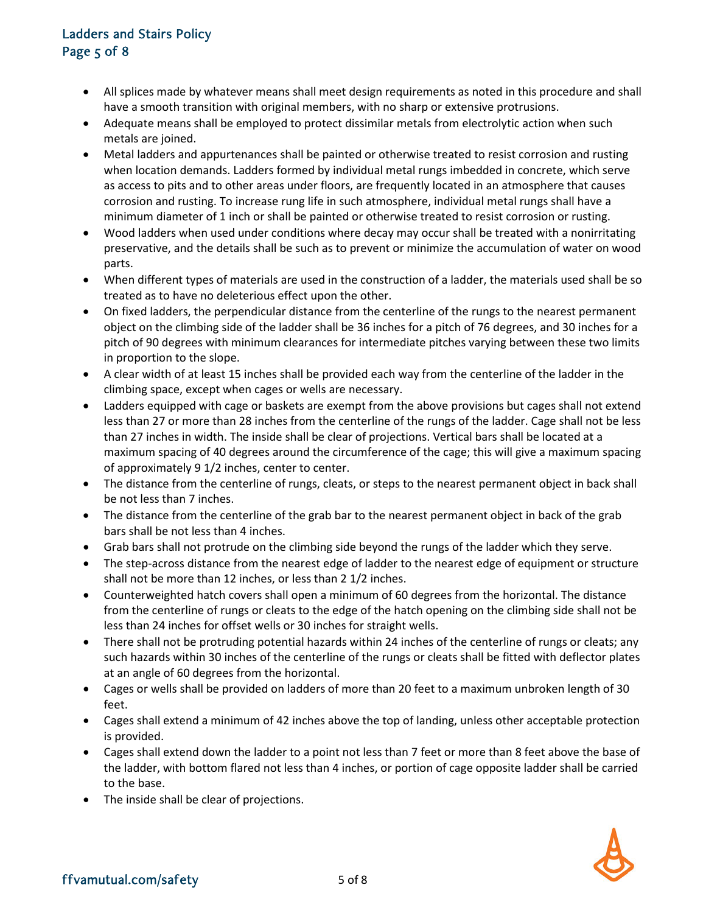- All splices made by whatever means shall meet design requirements as noted in this procedure and shall have a smooth transition with original members, with no sharp or extensive protrusions.
- Adequate means shall be employed to protect dissimilar metals from electrolytic action when such metals are joined.
- Metal ladders and appurtenances shall be painted or otherwise treated to resist corrosion and rusting when location demands. Ladders formed by individual metal rungs imbedded in concrete, which serve as access to pits and to other areas under floors, are frequently located in an atmosphere that causes corrosion and rusting. To increase rung life in such atmosphere, individual metal rungs shall have a minimum diameter of 1 inch or shall be painted or otherwise treated to resist corrosion or rusting.
- Wood ladders when used under conditions where decay may occur shall be treated with a nonirritating preservative, and the details shall be such as to prevent or minimize the accumulation of water on wood parts.
- When different types of materials are used in the construction of a ladder, the materials used shall be so treated as to have no deleterious effect upon the other.
- On fixed ladders, the perpendicular distance from the centerline of the rungs to the nearest permanent object on the climbing side of the ladder shall be 36 inches for a pitch of 76 degrees, and 30 inches for a pitch of 90 degrees with minimum clearances for intermediate pitches varying between these two limits in proportion to the slope.
- A clear width of at least 15 inches shall be provided each way from the centerline of the ladder in the climbing space, except when cages or wells are necessary.
- Ladders equipped with cage or baskets are exempt from the above provisions but cages shall not extend less than 27 or more than 28 inches from the centerline of the rungs of the ladder. Cage shall not be less than 27 inches in width. The inside shall be clear of projections. Vertical bars shall be located at a maximum spacing of 40 degrees around the circumference of the cage; this will give a maximum spacing of approximately 9 1/2 inches, center to center.
- The distance from the centerline of rungs, cleats, or steps to the nearest permanent object in back shall be not less than 7 inches.
- The distance from the centerline of the grab bar to the nearest permanent object in back of the grab bars shall be not less than 4 inches.
- Grab bars shall not protrude on the climbing side beyond the rungs of the ladder which they serve.
- The step-across distance from the nearest edge of ladder to the nearest edge of equipment or structure shall not be more than 12 inches, or less than 2 1/2 inches.
- Counterweighted hatch covers shall open a minimum of 60 degrees from the horizontal. The distance from the centerline of rungs or cleats to the edge of the hatch opening on the climbing side shall not be less than 24 inches for offset wells or 30 inches for straight wells.
- There shall not be protruding potential hazards within 24 inches of the centerline of rungs or cleats; any such hazards within 30 inches of the centerline of the rungs or cleats shall be fitted with deflector plates at an angle of 60 degrees from the horizontal.
- Cages or wells shall be provided on ladders of more than 20 feet to a maximum unbroken length of 30 feet.
- Cages shall extend a minimum of 42 inches above the top of landing, unless other acceptable protection is provided.
- Cages shall extend down the ladder to a point not less than 7 feet or more than 8 feet above the base of the ladder, with bottom flared not less than 4 inches, or portion of cage opposite ladder shall be carried to the base.
- The inside shall be clear of projections.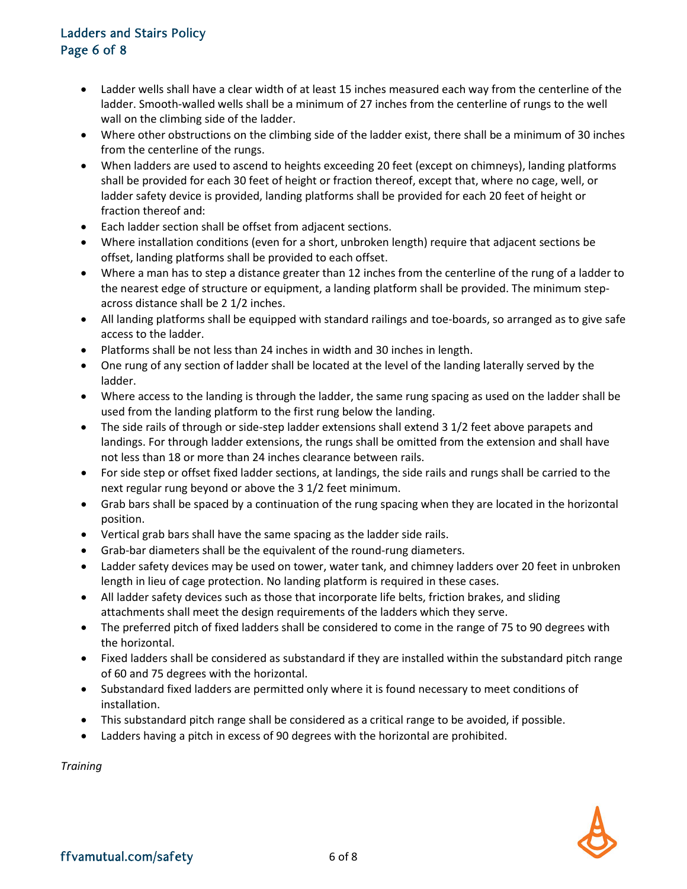- Ladder wells shall have a clear width of at least 15 inches measured each way from the centerline of the ladder. Smooth-walled wells shall be a minimum of 27 inches from the centerline of rungs to the well wall on the climbing side of the ladder.
- Where other obstructions on the climbing side of the ladder exist, there shall be a minimum of 30 inches from the centerline of the rungs.
- When ladders are used to ascend to heights exceeding 20 feet (except on chimneys), landing platforms shall be provided for each 30 feet of height or fraction thereof, except that, where no cage, well, or ladder safety device is provided, landing platforms shall be provided for each 20 feet of height or fraction thereof and:
- Each ladder section shall be offset from adjacent sections.
- Where installation conditions (even for a short, unbroken length) require that adjacent sections be offset, landing platforms shall be provided to each offset.
- Where a man has to step a distance greater than 12 inches from the centerline of the rung of a ladder to the nearest edge of structure or equipment, a landing platform shall be provided. The minimum step-across distance shall be 2 1/2 inches.
- All landing platforms shall be equipped with standard railings and toe-boards, so arranged as to give safe access to the ladder.
- Platforms shall be not less than 24 inches in width and 30 inches in length.
- One rung of any section of ladder shall be located at the level of the landing laterally served by the ladder.
- Where access to the landing is through the ladder, the same rung spacing as used on the ladder shall be used from the landing platform to the first rung below the landing.
- The side rails of through or side-step ladder extensions shall extend 3 1/2 feet above parapets and landings. For through ladder extensions, the rungs shall be omitted from the extension and shall have not less than 18 or more than 24 inches clearance between rails.
- For side step or offset fixed ladder sections, at landings, the side rails and rungs shall be carried to the next regular rung beyond or above the 3 1/2 feet minimum.
- Grab bars shall be spaced by a continuation of the rung spacing when they are located in the horizontal position.
- Vertical grab bars shall have the same spacing as the ladder side rails.
- Grab-bar diameters shall be the equivalent of the round-rung diameters.
- Ladder safety devices may be used on tower, water tank, and chimney ladders over 20 feet in unbroken length in lieu of cage protection. No landing platform is required in these cases.
- All ladder safety devices such as those that incorporate life belts, friction brakes, and sliding attachments shall meet the design requirements of the ladders which they serve.
- The preferred pitch of fixed ladders shall be considered to come in the range of 75 to 90 degrees with the horizontal.
- Fixed ladders shall be considered as substandard if they are installed within the substandard pitch range of 60 and 75 degrees with the horizontal.
- Substandard fixed ladders are permitted only where it is found necessary to meet conditions of installation.
- This substandard pitch range shall be considered as a critical range to be avoided, if possible.
- Ladders having a pitch in excess of 90 degrees with the horizontal are prohibited.

*Training*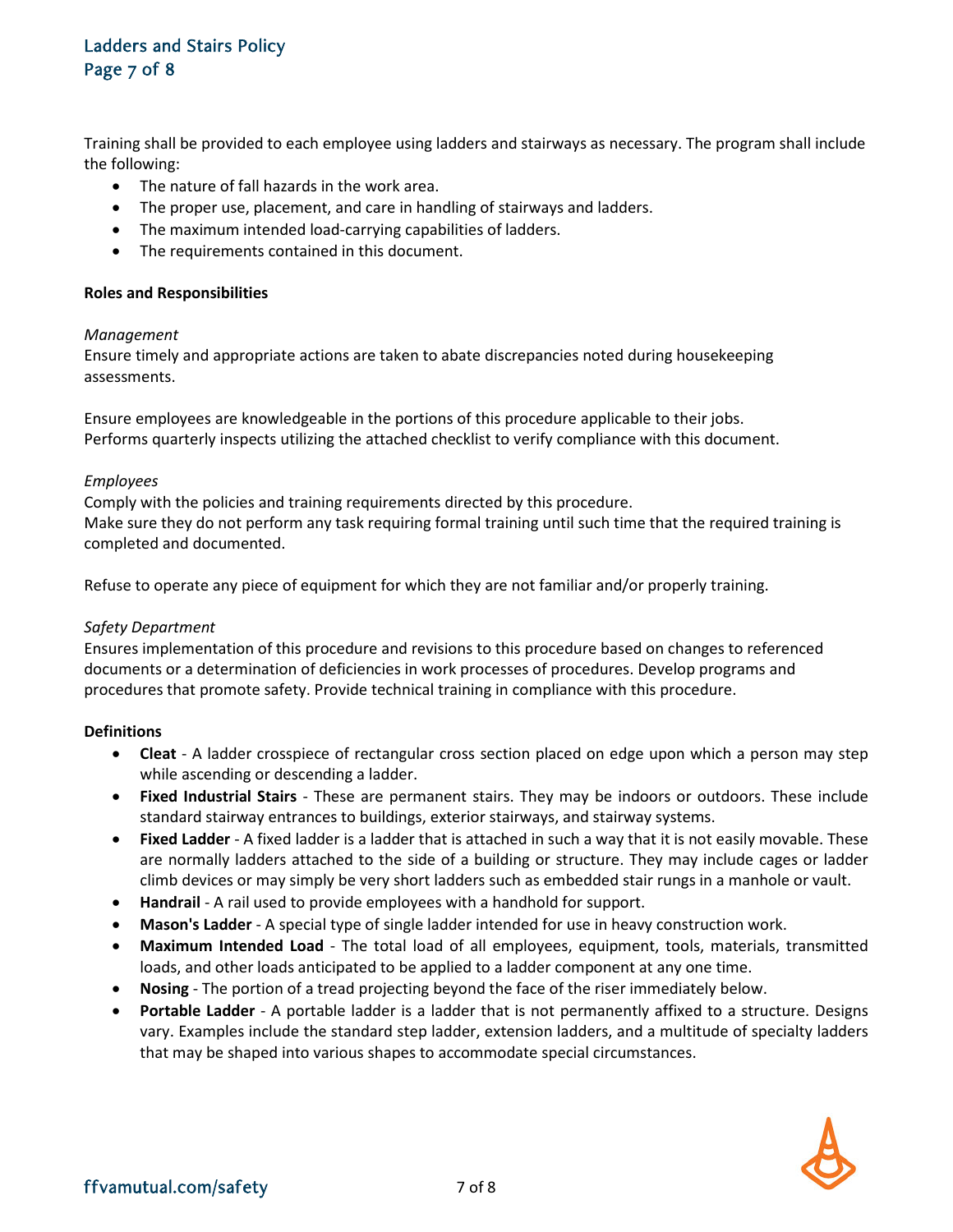Training shall be provided to each employee using ladders and stairways as necessary. The program shall include the following:

- The nature of fall hazards in the work area.
- The proper use, placement, and care in handling of stairways and ladders.
- The maximum intended load-carrying capabilities of ladders.
- The requirements contained in this document.

**Roles and Responsibilities**

*Management*
Ensure timely and appropriate actions are taken to abate discrepancies noted during housekeeping assessments.

Ensure employees are knowledgeable in the portions of this procedure applicable to their jobs.
Performs quarterly inspects utilizing the attached checklist to verify compliance with this document.

*Employees*
Comply with the policies and training requirements directed by this procedure.
Make sure they do not perform any task requiring formal training until such time that the required training is completed and documented.

Refuse to operate any piece of equipment for which they are not familiar and/or properly training.

*Safety Department*
Ensures implementation of this procedure and revisions to this procedure based on changes to referenced documents or a determination of deficiencies in work processes of procedures. Develop programs and procedures that promote safety. Provide technical training in compliance with this procedure.

**Definitions**

- **Cleat** - A ladder crosspiece of rectangular cross section placed on edge upon which a person may step while ascending or descending a ladder.
- **Fixed Industrial Stairs** - These are permanent stairs. They may be indoors or outdoors. These include standard stairway entrances to buildings, exterior stairways, and stairway systems.
- **Fixed Ladder** - A fixed ladder is a ladder that is attached in such a way that it is not easily movable. These are normally ladders attached to the side of a building or structure. They may include cages or ladder climb devices or may simply be very short ladders such as embedded stair rungs in a manhole or vault.
- **Handrail** - A rail used to provide employees with a handhold for support.
- **Mason's Ladder** - A special type of single ladder intended for use in heavy construction work.
- **Maximum Intended Load** - The total load of all employees, equipment, tools, materials, transmitted loads, and other loads anticipated to be applied to a ladder component at any one time.
- **Nosing** - The portion of a tread projecting beyond the face of the riser immediately below.
- **Portable Ladder** - A portable ladder is a ladder that is not permanently affixed to a structure. Designs vary. Examples include the standard step ladder, extension ladders, and a multitude of specialty ladders that may be shaped into various shapes to accommodate special circumstances.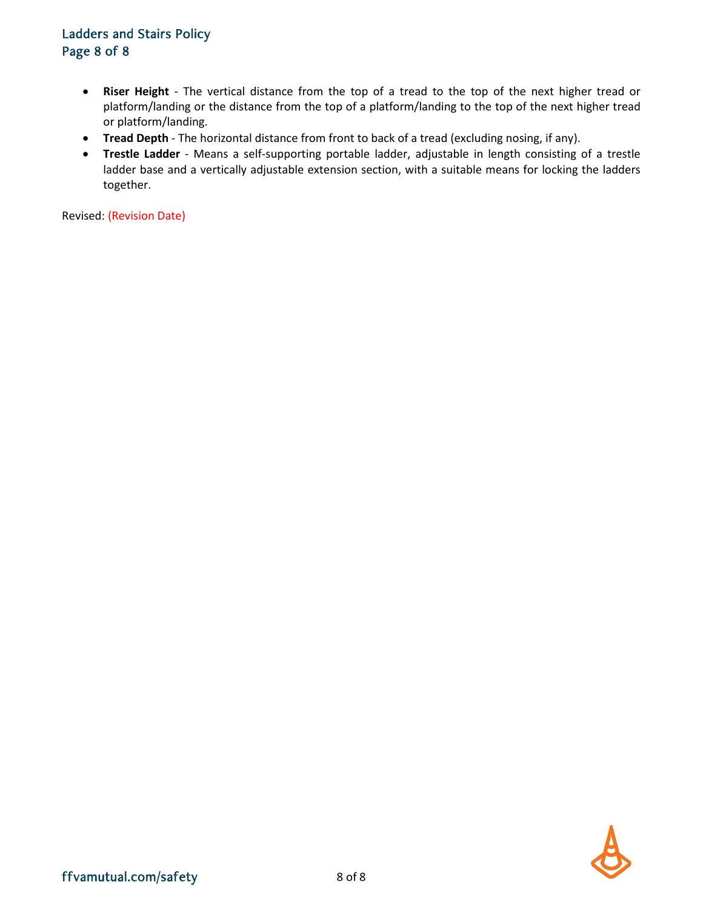- **Riser Height** - The vertical distance from the top of a tread to the top of the next higher tread or platform/landing or the distance from the top of a platform/landing to the top of the next higher tread or platform/landing.
- **Tread Depth** - The horizontal distance from front to back of a tread (excluding nosing, if any).
- **Trestle Ladder** - Means a self-supporting portable ladder, adjustable in length consisting of a trestle ladder base and a vertically adjustable extension section, with a suitable means for locking the ladders together.

Revised: (Revision Date)